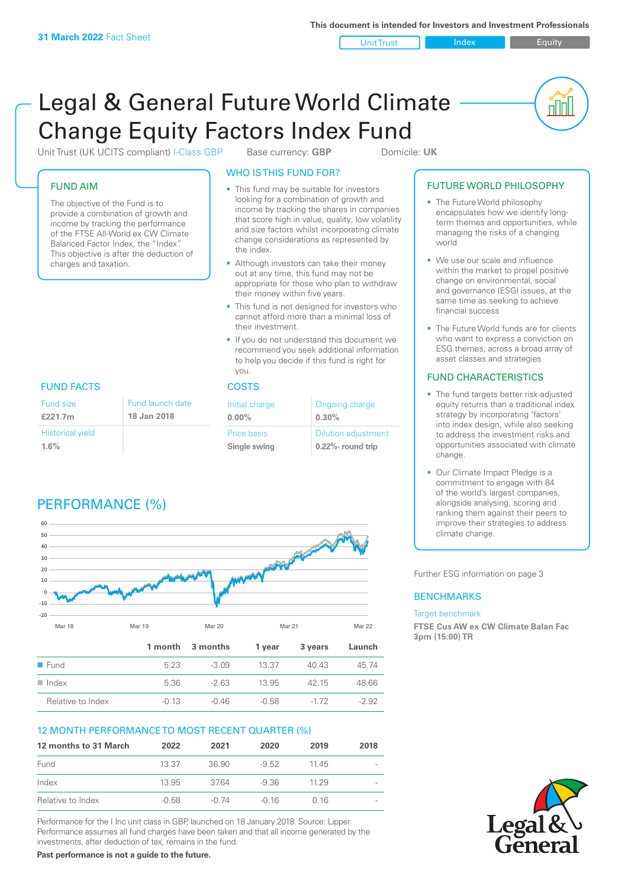**31 March 2022** Fact Sheet

This document is intended for Investors and Investment Professionals

Unit Trust | Index | Equity

# Legal & General Future World Climate Change Equity Factors Index Fund

Unit Trust (UK UCITS compliant) I-Class GBP    Base currency: **GBP**    Domicile: **UK**

## FUND AIM

The objective of the Fund is to provide a combination of growth and income by tracking the performance of the FTSE All-World ex CW Climate Balanced Factor Index, the "Index". This objective is after the deduction of charges and taxation.

## WHO IS THIS FUND FOR?

- This fund may be suitable for investors looking for a combination of growth and income by tracking the shares in companies that score high in value, quality, low volatility and size factors whilst incorporating climate change considerations as represented by the index.
- Although investors can take their money out at any time, this fund may not be appropriate for those who plan to withdraw their money within five years.
- This fund is not designed for investors who cannot afford more than a minimal loss of their investment.
- If you do not understand this document we recommend you seek additional information to help you decide if this fund is right for you.

## FUND FACTS

| Fund size | Fund launch date |
|---|---|
| **£221.7m** | **18 Jan 2018** |
| Historical yield | |
| **1.6%** | |

## COSTS

| Initial charge | Ongoing charge |
|---|---|
| **0.00%** | **0.30%** |
| Price basis | Dilution adjustment |
| **Single swing** | **0.22%- round trip** |

## PERFORMANCE (%)

| | 1 month | 3 months | 1 year | 3 years | Launch |
|---|---|---|---|---|---|
| Fund | 5.23 | -3.09 | 13.37 | 40.43 | 45.74 |
| Index | 5.36 | -2.63 | 13.95 | 42.15 | 48.66 |
| Relative to Index | -0.13 | -0.46 | -0.58 | -1.72 | -2.92 |

## 12 MONTH PERFORMANCE TO MOST RECENT QUARTER (%)

| 12 months to 31 March | 2022 | 2021 | 2020 | 2019 | 2018 |
|---|---|---|---|---|---|
| Fund | 13.37 | 36.90 | -9.52 | 11.45 | - |
| Index | 13.95 | 37.64 | -9.36 | 11.29 | - |
| Relative to Index | -0.58 | -0.74 | -0.16 | 0.16 | - |

Performance for the I Inc unit class in GBP, launched on 18 January 2018. Source: Lipper. Performance assumes all fund charges have been taken and that all income generated by the investments, after deduction of tax, remains in the fund.

**Past performance is not a guide to the future.**

## FUTURE WORLD PHILOSOPHY

- The Future World philosophy encapsulates how we identify long-term themes and opportunities, while managing the risks of a changing world
- We use our scale and influence within the market to propel positive change on environmental, social and governance (ESG) issues, at the same time as seeking to achieve financial success
- The Future World funds are for clients who want to express a conviction on ESG themes, across a broad array of asset classes and strategies

## FUND CHARACTERISTICS

- The fund targets better risk-adjusted equity returns than a traditional index strategy by incorporating 'factors' into index design, while also seeking to address the investment risks and opportunities associated with climate change.
- Our Climate Impact Pledge is a commitment to engage with 84 of the world's largest companies, alongside analysing, scoring and ranking them against their peers to improve their strategies to address climate change.

Further ESG information on page 3

## BENCHMARKS

Target benchmark

**FTSE Cus AW ex CW Climate Balan Fac 3pm (15:00) TR**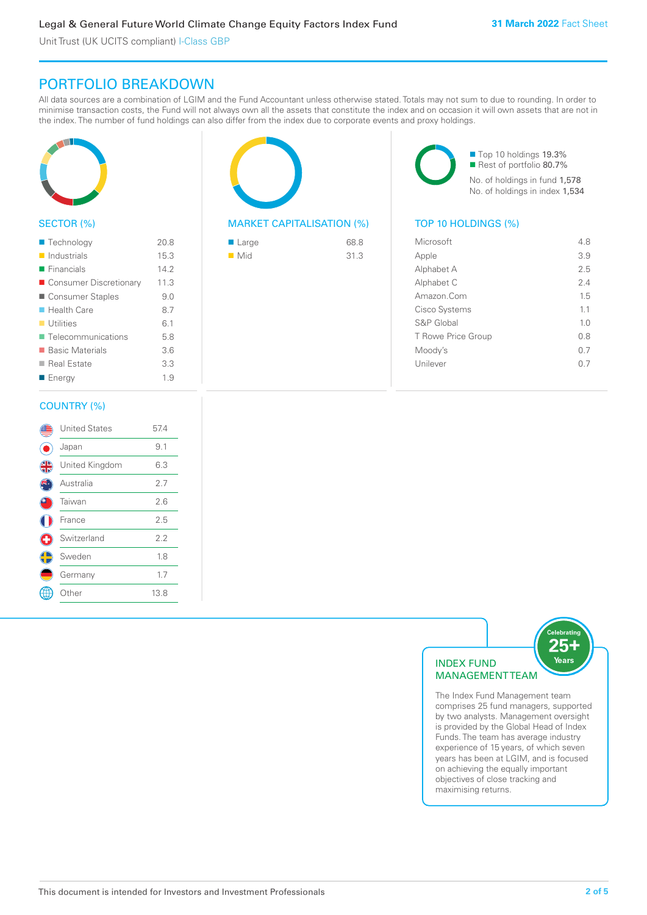## PORTFOLIO BREAKDOWN

All data sources are a combination of LGIM and the Fund Accountant unless otherwise stated. Totals may not sum to due to rounding. In order to minimise transaction costs, the Fund will not always own all the assets that constitute the index and on occasion it will own assets that are not in the index. The number of fund holdings can also differ from the index due to corporate events and proxy holdings.

### SECTOR (%)

| Sector | % |
|---|---|
| Technology | 20.8 |
| Industrials | 15.3 |
| Financials | 14.2 |
| Consumer Discretionary | 11.3 |
| Consumer Staples | 9.0 |
| Health Care | 8.7 |
| Utilities | 6.1 |
| Telecommunications | 5.8 |
| Basic Materials | 3.6 |
| Real Estate | 3.3 |
| Energy | 1.9 |

### MARKET CAPITALISATION (%)

| Market Cap | % |
|---|---|
| Large | 68.8 |
| Mid | 31.3 |

Top 10 holdings 19.3%
Rest of portfolio 80.7%

No. of holdings in fund 1,578
No. of holdings in index 1,534

### TOP 10 HOLDINGS (%)

| Holding | % |
|---|---|
| Microsoft | 4.8 |
| Apple | 3.9 |
| Alphabet A | 2.5 |
| Alphabet C | 2.4 |
| Amazon.Com | 1.5 |
| Cisco Systems | 1.1 |
| S&P Global | 1.0 |
| T Rowe Price Group | 0.8 |
| Moody's | 0.7 |
| Unilever | 0.7 |

### COUNTRY (%)

| Country | % |
|---|---|
| United States | 57.4 |
| Japan | 9.1 |
| United Kingdom | 6.3 |
| Australia | 2.7 |
| Taiwan | 2.6 |
| France | 2.5 |
| Switzerland | 2.2 |
| Sweden | 1.8 |
| Germany | 1.7 |
| Other | 13.8 |

### INDEX FUND MANAGEMENT TEAM

Celebrating 25+ Years

The Index Fund Management team comprises 25 fund managers, supported by two analysts. Management oversight is provided by the Global Head of Index Funds. The team has average industry experience of 15 years, of which seven years has been at LGIM, and is focused on achieving the equally important objectives of close tracking and maximising returns.

This document is intended for Investors and Investment Professionals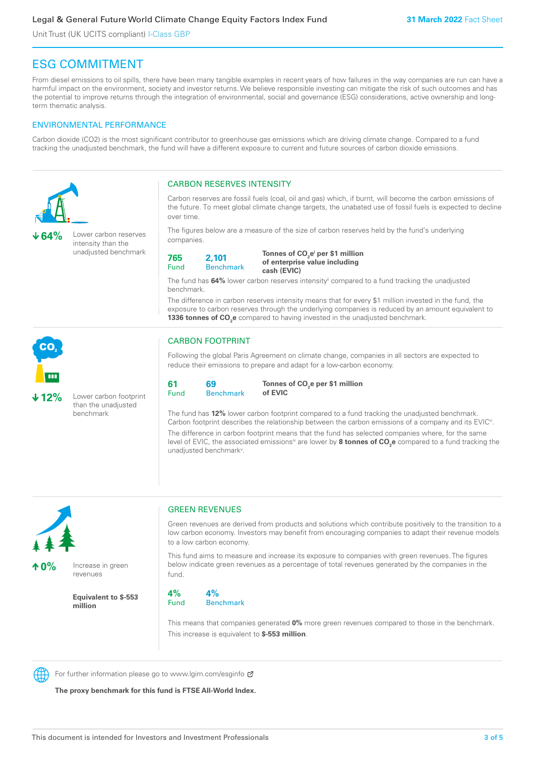## ESG COMMITMENT

From diesel emissions to oil spills, there have been many tangible examples in recent years of how failures in the way companies are run can have a harmful impact on the environment, society and investor returns. We believe responsible investing can mitigate the risk of such outcomes and has the potential to improve returns through the integration of environmental, social and governance (ESG) considerations, active ownership and long-term thematic analysis.

### ENVIRONMENTAL PERFORMANCE

Carbon dioxide (CO2) is the most significant contributor to greenhouse gas emissions which are driving climate change. Compared to a fund tracking the unadjusted benchmark, the fund will have a different exposure to current and future sources of carbon dioxide emissions.

**↓64%** Lower carbon reserves intensity than the unadjusted benchmark

### CARBON RESERVES INTENSITY

Carbon reserves are fossil fuels (coal, oil and gas) which, if burnt, will become the carbon emissions of the future. To meet global climate change targets, the unabated use of fossil fuels is expected to decline over time.

The figures below are a measure of the size of carbon reserves held by the fund's underlying companies.

| 765 Fund | 2,101 Benchmark | **Tonnes of $CO_2e$[i] per $1 million of enterprise value including cash (EVIC)** |
|---|---|---|

The fund has **64%** lower carbon reserves intensity[ii] compared to a fund tracking the unadjusted benchmark.

The difference in carbon reserves intensity means that for every $1 million invested in the fund, the exposure to carbon reserves through the underlying companies is reduced by an amount equivalent to **1336 tonnes of $CO_2e$** compared to having invested in the unadjusted benchmark.

**↓12%** Lower carbon footprint than the unadjusted benchmark

### CARBON FOOTPRINT

Following the global Paris Agreement on climate change, companies in all sectors are expected to reduce their emissions to prepare and adapt for a low-carbon economy.

| 61 Fund | 69 Benchmark | **Tonnes of $CO_2e$ per $1 million of EVIC** |
|---|---|---|

The fund has **12%** lower carbon footprint compared to a fund tracking the unadjusted benchmark. Carbon footprint describes the relationship between the carbon emissions of a company and its EVIC[iii].

The difference in carbon footprint means that the fund has selected companies where, for the same level of EVIC, the associated emissions[iv] are lower by **8 tonnes of $CO_2e$** compared to a fund tracking the unadjusted benchmark[v].

**↑0%** Increase in green revenues

**Equivalent to $-553 million**

### GREEN REVENUES

Green revenues are derived from products and solutions which contribute positively to the transition to a low carbon economy. Investors may benefit from encouraging companies to adapt their revenue models to a low carbon economy.

This fund aims to measure and increase its exposure to companies with green revenues. The figures below indicate green revenues as a percentage of total revenues generated by the companies in the fund.

| 4% Fund | 4% Benchmark |
|---|---|

This means that companies generated **0%** more green revenues compared to those in the benchmark. This increase is equivalent to **$-553 million**.

For further information please go to www.lgim.com/esginfo

**The proxy benchmark for this fund is FTSE All-World Index.**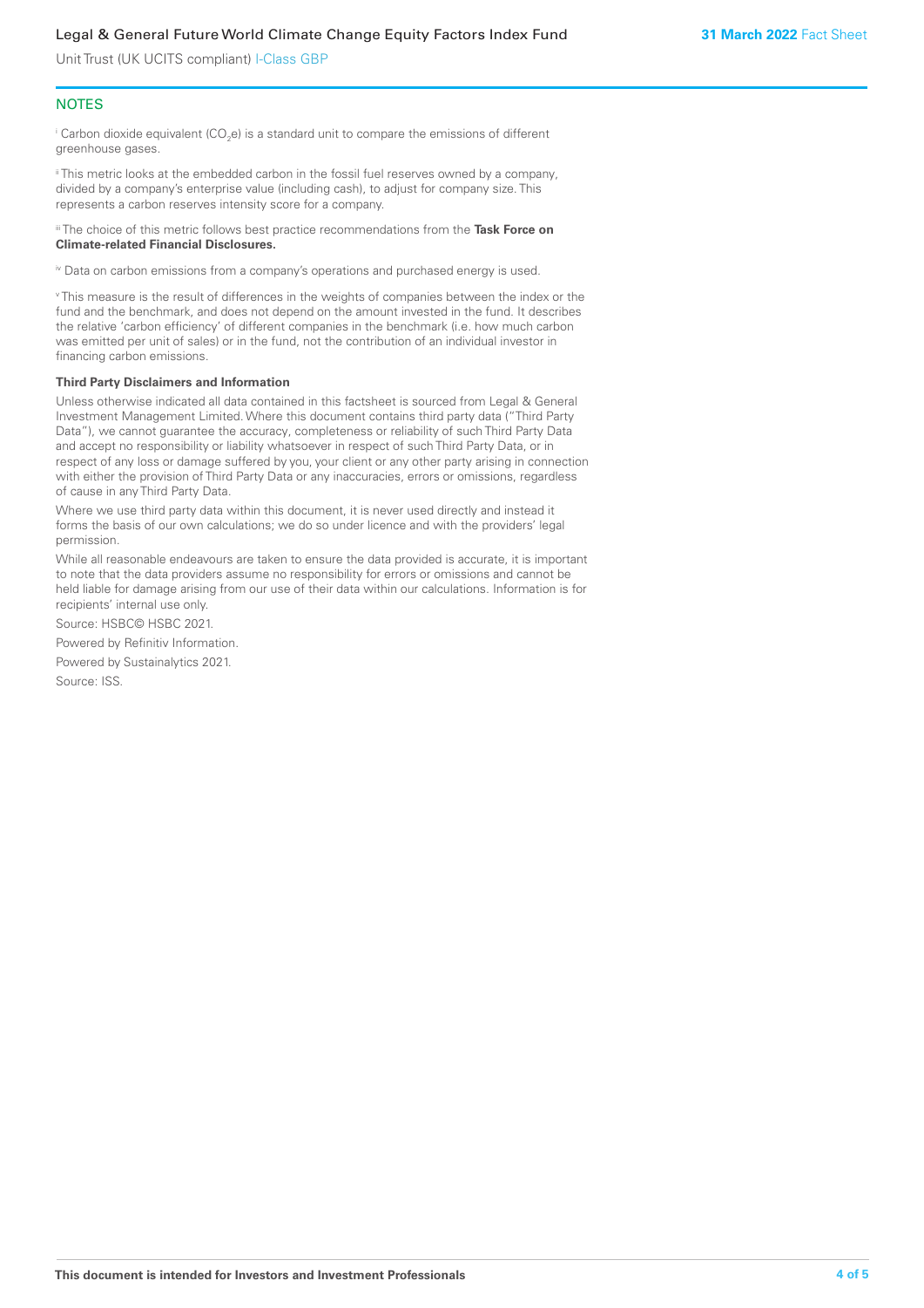## NOTES

[i] Carbon dioxide equivalent ($CO_2e$) is a standard unit to compare the emissions of different greenhouse gases.

[ii] This metric looks at the embedded carbon in the fossil fuel reserves owned by a company, divided by a company's enterprise value (including cash), to adjust for company size. This represents a carbon reserves intensity score for a company.

[iii] The choice of this metric follows best practice recommendations from the **Task Force on Climate-related Financial Disclosures.**

[iv] Data on carbon emissions from a company's operations and purchased energy is used.

[v] This measure is the result of differences in the weights of companies between the index or the fund and the benchmark, and does not depend on the amount invested in the fund. It describes the relative 'carbon efficiency' of different companies in the benchmark (i.e. how much carbon was emitted per unit of sales) or in the fund, not the contribution of an individual investor in financing carbon emissions.

**Third Party Disclaimers and Information**

Unless otherwise indicated all data contained in this factsheet is sourced from Legal & General Investment Management Limited. Where this document contains third party data ("Third Party Data"), we cannot guarantee the accuracy, completeness or reliability of such Third Party Data and accept no responsibility or liability whatsoever in respect of such Third Party Data, or in respect of any loss or damage suffered by you, your client or any other party arising in connection with either the provision of Third Party Data or any inaccuracies, errors or omissions, regardless of cause in any Third Party Data.

Where we use third party data within this document, it is never used directly and instead it forms the basis of our own calculations; we do so under licence and with the providers' legal permission.

While all reasonable endeavours are taken to ensure the data provided is accurate, it is important to note that the data providers assume no responsibility for errors or omissions and cannot be held liable for damage arising from our use of their data within our calculations. Information is for recipients' internal use only.

Source: HSBC© HSBC 2021.

Powered by Refinitiv Information.

Powered by Sustainalytics 2021.

Source: ISS.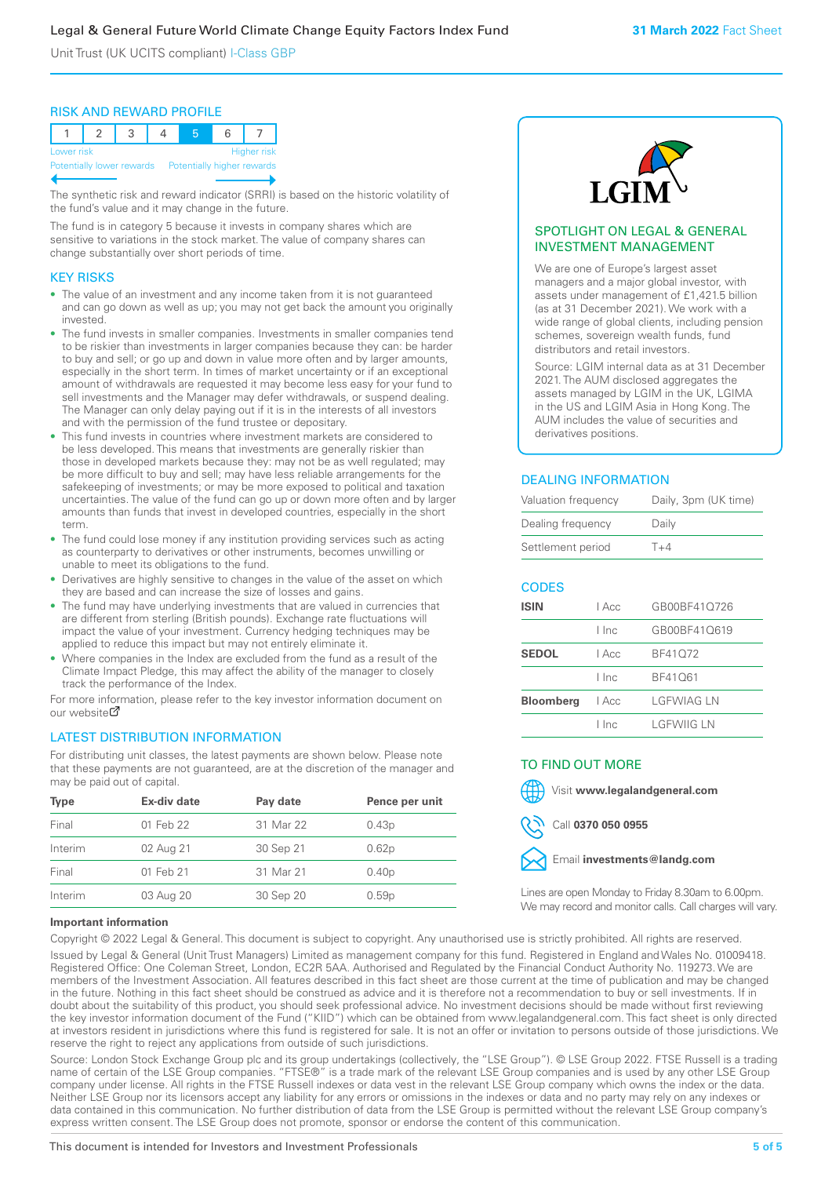## RISK AND REWARD PROFILE

| 1 | 2 | 3 | 4 | 5 | 6 | 7 |
|---|---|---|---|---|---|---|

Lower risk — Higher risk

Potentially lower rewards — Potentially higher rewards

The synthetic risk and reward indicator (SRRI) is based on the historic volatility of the fund's value and it may change in the future.

The fund is in category 5 because it invests in company shares which are sensitive to variations in the stock market. The value of company shares can change substantially over short periods of time.

## KEY RISKS

- The value of an investment and any income taken from it is not guaranteed and can go down as well as up; you may not get back the amount you originally invested.
- The fund invests in smaller companies. Investments in smaller companies tend to be riskier than investments in larger companies because they can: be harder to buy and sell; or go up and down in value more often and by larger amounts, especially in the short term. In times of market uncertainty or if an exceptional amount of withdrawals are requested it may become less easy for your fund to sell investments and the Manager may defer withdrawals, or suspend dealing. The Manager can only delay paying out if it is in the interests of all investors and with the permission of the fund trustee or depositary.
- This fund invests in countries where investment markets are considered to be less developed. This means that investments are generally riskier than those in developed markets because they: may not be as well regulated; may be more difficult to buy and sell; may have less reliable arrangements for the safekeeping of investments; or may be more exposed to political and taxation uncertainties. The value of the fund can go up or down more often and by larger amounts than funds that invest in developed countries, especially in the short term.
- The fund could lose money if any institution providing services such as acting as counterparty to derivatives or other instruments, becomes unwilling or unable to meet its obligations to the fund.
- Derivatives are highly sensitive to changes in the value of the asset on which they are based and can increase the size of losses and gains.
- The fund may have underlying investments that are valued in currencies that are different from sterling (British pounds). Exchange rate fluctuations will impact the value of your investment. Currency hedging techniques may be applied to reduce this impact but may not entirely eliminate it.
- Where companies in the Index are excluded from the fund as a result of the Climate Impact Pledge, this may affect the ability of the manager to closely track the performance of the Index.

For more information, please refer to the key investor information document on our website

## LATEST DISTRIBUTION INFORMATION

For distributing unit classes, the latest payments are shown below. Please note that these payments are not guaranteed, are at the discretion of the manager and may be paid out of capital.

| Type | Ex-div date | Pay date | Pence per unit |
|---|---|---|---|
| Final | 01 Feb 22 | 31 Mar 22 | 0.43p |
| Interim | 02 Aug 21 | 30 Sep 21 | 0.62p |
| Final | 01 Feb 21 | 31 Mar 21 | 0.40p |
| Interim | 03 Aug 20 | 30 Sep 20 | 0.59p |

LGIM

## SPOTLIGHT ON LEGAL & GENERAL INVESTMENT MANAGEMENT

We are one of Europe's largest asset managers and a major global investor, with assets under management of £1,421.5 billion (as at 31 December 2021). We work with a wide range of global clients, including pension schemes, sovereign wealth funds, fund distributors and retail investors.

Source: LGIM internal data as at 31 December 2021. The AUM disclosed aggregates the assets managed by LGIM in the UK, LGIMA in the US and LGIM Asia in Hong Kong. The AUM includes the value of securities and derivatives positions.

## DEALING INFORMATION

| | |
|---|---|
| Valuation frequency | Daily, 3pm (UK time) |
| Dealing frequency | Daily |
| Settlement period | T+4 |

## CODES

| | | |
|---|---|---|
| **ISIN** | I Acc | GB00BF41Q726 |
| | I Inc | GB00BF41Q619 |
| **SEDOL** | I Acc | BF41Q72 |
| | I Inc | BF41Q61 |
| **Bloomberg** | I Acc | LGFWIAG LN |
| | I Inc | LGFWIIG LN |

## TO FIND OUT MORE

Visit **www.legalandgeneral.com**

Call **0370 050 0955**

Email **investments@landg.com**

Lines are open Monday to Friday 8.30am to 6.00pm. We may record and monitor calls. Call charges will vary.

### Important information

Copyright © 2022 Legal & General. This document is subject to copyright. Any unauthorised use is strictly prohibited. All rights are reserved.

Issued by Legal & General (Unit Trust Managers) Limited as management company for this fund. Registered in England and Wales No. 01009418. Registered Office: One Coleman Street, London, EC2R 5AA. Authorised and Regulated by the Financial Conduct Authority No. 119273. We are members of the Investment Association. All features described in this fact sheet are those current at the time of publication and may be changed in the future. Nothing in this fact sheet should be construed as advice and it is therefore not a recommendation to buy or sell investments. If in doubt about the suitability of this product, you should seek professional advice. No investment decisions should be made without first reviewing the key investor information document of the Fund ("KIID") which can be obtained from www.legalandgeneral.com. This fact sheet is only directed at investors resident in jurisdictions where this fund is registered for sale. It is not an offer or invitation to persons outside of those jurisdictions. We reserve the right to reject any applications from outside of such jurisdictions.

Source: London Stock Exchange Group plc and its group undertakings (collectively, the "LSE Group"). © LSE Group 2022. FTSE Russell is a trading name of certain of the LSE Group companies. "FTSE®" is a trade mark of the relevant LSE Group companies and is used by any other LSE Group company under license. All rights in the FTSE Russell indexes or data vest in the relevant LSE Group company which owns the index or the data. Neither LSE Group nor its licensors accept any liability for any errors or omissions in the indexes or data and no party may rely on any indexes or data contained in this communication. No further distribution of data from the LSE Group is permitted without the relevant LSE Group company's express written consent. The LSE Group does not promote, sponsor or endorse the content of this communication.

This document is intended for Investors and Investment Professionals